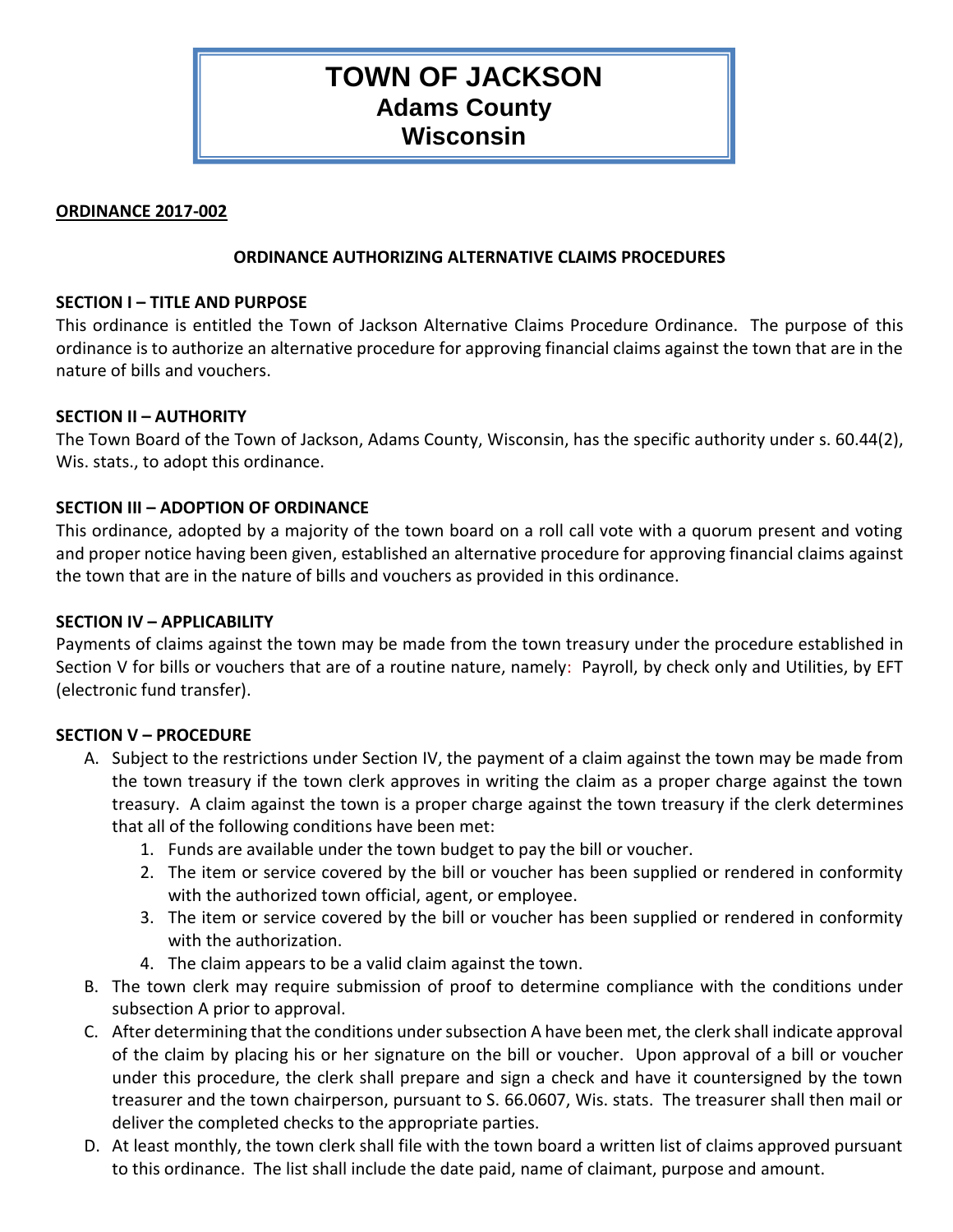# TOWN OF JACKSON
## Adams County
## Wisconsin

**ORDINANCE 2017-002**

**ORDINANCE AUTHORIZING ALTERNATIVE CLAIMS PROCEDURES**

**SECTION I – TITLE AND PURPOSE**

This ordinance is entitled the Town of Jackson Alternative Claims Procedure Ordinance. The purpose of this ordinance is to authorize an alternative procedure for approving financial claims against the town that are in the nature of bills and vouchers.

**SECTION II – AUTHORITY**

The Town Board of the Town of Jackson, Adams County, Wisconsin, has the specific authority under s. 60.44(2), Wis. stats., to adopt this ordinance.

**SECTION III – ADOPTION OF ORDINANCE**

This ordinance, adopted by a majority of the town board on a roll call vote with a quorum present and voting and proper notice having been given, established an alternative procedure for approving financial claims against the town that are in the nature of bills and vouchers as provided in this ordinance.

**SECTION IV – APPLICABILITY**

Payments of claims against the town may be made from the town treasury under the procedure established in Section V for bills or vouchers that are of a routine nature, namely: Payroll, by check only and Utilities, by EFT (electronic fund transfer).

**SECTION V – PROCEDURE**

A. Subject to the restrictions under Section IV, the payment of a claim against the town may be made from the town treasury if the town clerk approves in writing the claim as a proper charge against the town treasury. A claim against the town is a proper charge against the town treasury if the clerk determines that all of the following conditions have been met:
   1. Funds are available under the town budget to pay the bill or voucher.
   2. The item or service covered by the bill or voucher has been supplied or rendered in conformity with the authorized town official, agent, or employee.
   3. The item or service covered by the bill or voucher has been supplied or rendered in conformity with the authorization.
   4. The claim appears to be a valid claim against the town.

B. The town clerk may require submission of proof to determine compliance with the conditions under subsection A prior to approval.

C. After determining that the conditions under subsection A have been met, the clerk shall indicate approval of the claim by placing his or her signature on the bill or voucher. Upon approval of a bill or voucher under this procedure, the clerk shall prepare and sign a check and have it countersigned by the town treasurer and the town chairperson, pursuant to S. 66.0607, Wis. stats. The treasurer shall then mail or deliver the completed checks to the appropriate parties.

D. At least monthly, the town clerk shall file with the town board a written list of claims approved pursuant to this ordinance. The list shall include the date paid, name of claimant, purpose and amount.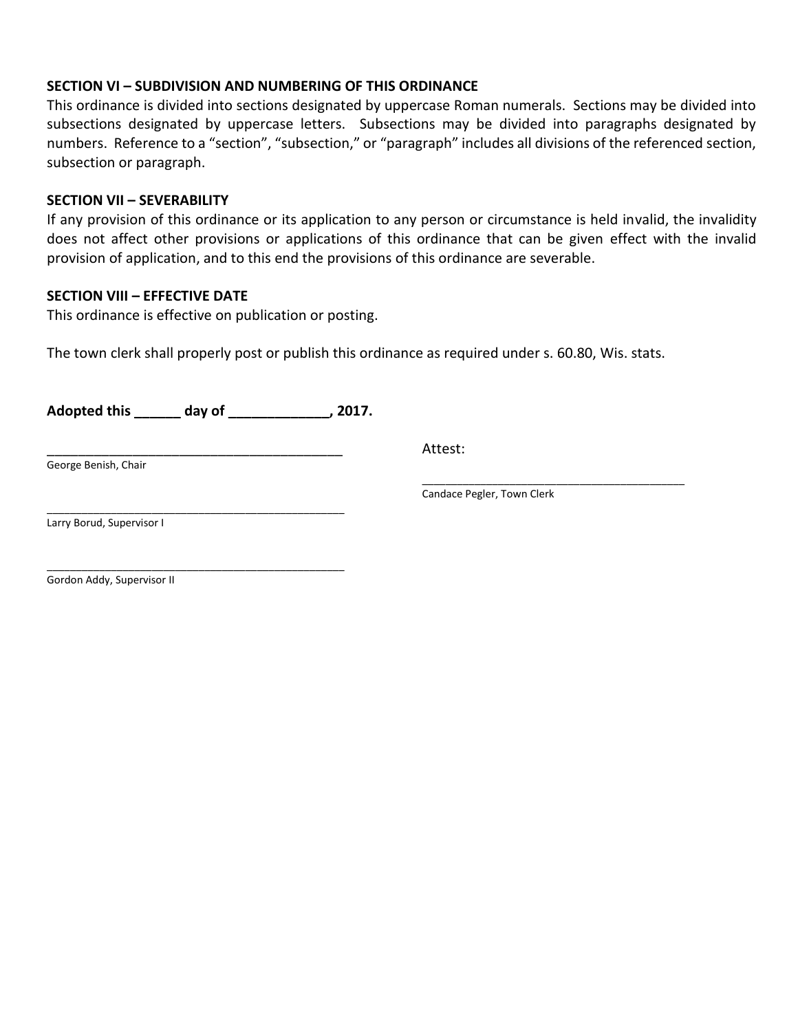**SECTION VI – SUBDIVISION AND NUMBERING OF THIS ORDINANCE**

This ordinance is divided into sections designated by uppercase Roman numerals. Sections may be divided into subsections designated by uppercase letters. Subsections may be divided into paragraphs designated by numbers. Reference to a "section", "subsection," or "paragraph" includes all divisions of the referenced section, subsection or paragraph.

**SECTION VII – SEVERABILITY**

If any provision of this ordinance or its application to any person or circumstance is held invalid, the invalidity does not affect other provisions or applications of this ordinance that can be given effect with the invalid provision of application, and to this end the provisions of this ordinance are severable.

**SECTION VIII – EFFECTIVE DATE**

This ordinance is effective on publication or posting.

The town clerk shall properly post or publish this ordinance as required under s. 60.80, Wis. stats.

**Adopted this ______ day of _____________, 2017.**

__________________________________________
George Benish, Chair

Attest:

__________________________________________
Candace Pegler, Town Clerk

__________________________________________
Larry Borud, Supervisor I

__________________________________________
Gordon Addy, Supervisor II